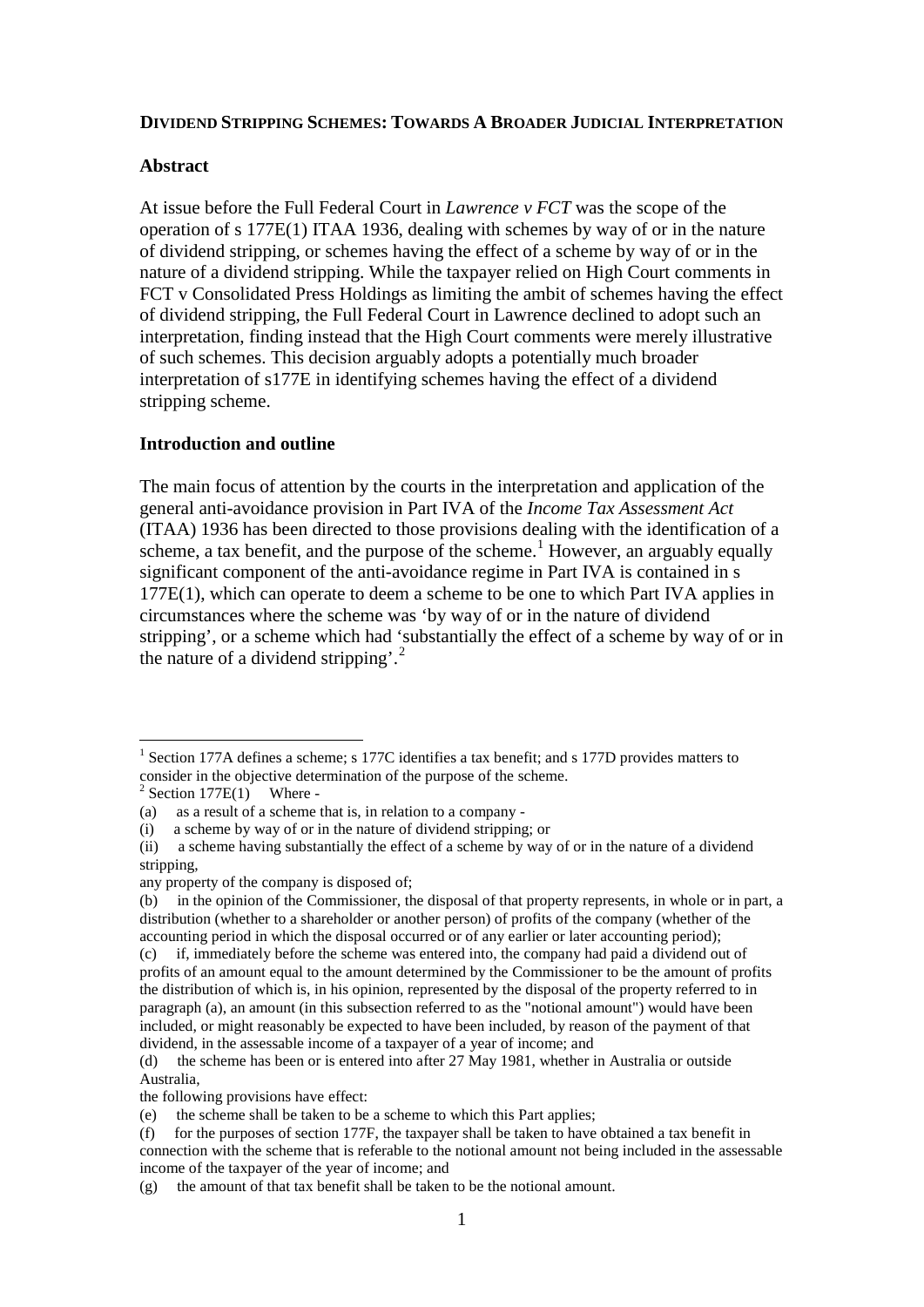**DIVIDEND STRIPPING SCHEMES: TOWARDS A BROADER JUDICIAL INTERPRETATION**

**Abstract**

At issue before the Full Federal Court in *Lawrence v FCT* was the scope of the operation of s 177E(1) ITAA 1936, dealing with schemes by way of or in the nature of dividend stripping, or schemes having the effect of a scheme by way of or in the nature of a dividend stripping. While the taxpayer relied on High Court comments in FCT v Consolidated Press Holdings as limiting the ambit of schemes having the effect of dividend stripping, the Full Federal Court in Lawrence declined to adopt such an interpretation, finding instead that the High Court comments were merely illustrative of such schemes. This decision arguably adopts a potentially much broader interpretation of s177E in identifying schemes having the effect of a dividend stripping scheme.

**Introduction and outline**

The main focus of attention by the courts in the interpretation and application of the general anti-avoidance provision in Part IVA of the *Income Tax Assessment Act* (ITAA) 1936 has been directed to those provisions dealing with the identification of a scheme, a tax benefit, and the purpose of the scheme.[1] However, an arguably equally significant component of the anti-avoidance regime in Part IVA is contained in s 177E(1), which can operate to deem a scheme to be one to which Part IVA applies in circumstances where the scheme was 'by way of or in the nature of dividend stripping', or a scheme which had 'substantially the effect of a scheme by way of or in the nature of a dividend stripping'.[2]

---

[1] Section 177A defines a scheme; s 177C identifies a tax benefit; and s 177D provides matters to consider in the objective determination of the purpose of the scheme.

[2] Section 177E(1) Where -

(a) as a result of a scheme that is, in relation to a company -

(i) a scheme by way of or in the nature of dividend stripping; or

(ii) a scheme having substantially the effect of a scheme by way of or in the nature of a dividend stripping,

any property of the company is disposed of;

(b) in the opinion of the Commissioner, the disposal of that property represents, in whole or in part, a distribution (whether to a shareholder or another person) of profits of the company (whether of the accounting period in which the disposal occurred or of any earlier or later accounting period);

(c) if, immediately before the scheme was entered into, the company had paid a dividend out of profits of an amount equal to the amount determined by the Commissioner to be the amount of profits the distribution of which is, in his opinion, represented by the disposal of the property referred to in paragraph (a), an amount (in this subsection referred to as the "notional amount") would have been included, or might reasonably be expected to have been included, by reason of the payment of that dividend, in the assessable income of a taxpayer of a year of income; and

(d) the scheme has been or is entered into after 27 May 1981, whether in Australia or outside Australia,

the following provisions have effect:

(e) the scheme shall be taken to be a scheme to which this Part applies;

(f) for the purposes of section 177F, the taxpayer shall be taken to have obtained a tax benefit in connection with the scheme that is referable to the notional amount not being included in the assessable income of the taxpayer of the year of income; and

(g) the amount of that tax benefit shall be taken to be the notional amount.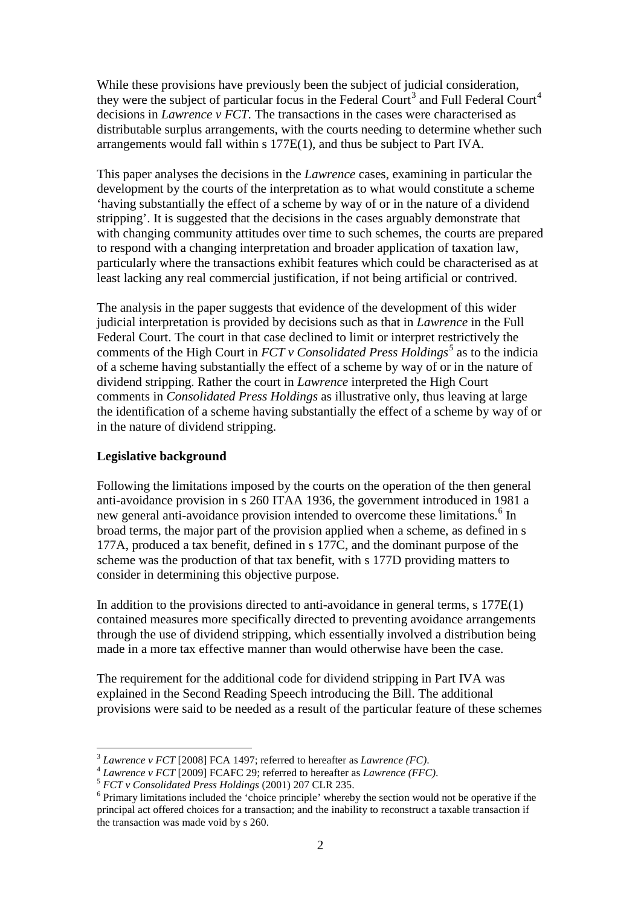While these provisions have previously been the subject of judicial consideration, they were the subject of particular focus in the Federal Court[3] and Full Federal Court[4] decisions in *Lawrence v FCT.* The transactions in the cases were characterised as distributable surplus arrangements, with the courts needing to determine whether such arrangements would fall within s 177E(1), and thus be subject to Part IVA.

This paper analyses the decisions in the *Lawrence* cases, examining in particular the development by the courts of the interpretation as to what would constitute a scheme 'having substantially the effect of a scheme by way of or in the nature of a dividend stripping'. It is suggested that the decisions in the cases arguably demonstrate that with changing community attitudes over time to such schemes, the courts are prepared to respond with a changing interpretation and broader application of taxation law, particularly where the transactions exhibit features which could be characterised as at least lacking any real commercial justification, if not being artificial or contrived.

The analysis in the paper suggests that evidence of the development of this wider judicial interpretation is provided by decisions such as that in *Lawrence* in the Full Federal Court. The court in that case declined to limit or interpret restrictively the comments of the High Court in *FCT v Consolidated Press Holdings*[5] as to the indicia of a scheme having substantially the effect of a scheme by way of or in the nature of dividend stripping. Rather the court in *Lawrence* interpreted the High Court comments in *Consolidated Press Holdings* as illustrative only, thus leaving at large the identification of a scheme having substantially the effect of a scheme by way of or in the nature of dividend stripping.

**Legislative background**

Following the limitations imposed by the courts on the operation of the then general anti-avoidance provision in s 260 ITAA 1936, the government introduced in 1981 a new general anti-avoidance provision intended to overcome these limitations.[6] In broad terms, the major part of the provision applied when a scheme, as defined in s 177A, produced a tax benefit, defined in s 177C, and the dominant purpose of the scheme was the production of that tax benefit, with s 177D providing matters to consider in determining this objective purpose.

In addition to the provisions directed to anti-avoidance in general terms, s 177E(1) contained measures more specifically directed to preventing avoidance arrangements through the use of dividend stripping, which essentially involved a distribution being made in a more tax effective manner than would otherwise have been the case.

The requirement for the additional code for dividend stripping in Part IVA was explained in the Second Reading Speech introducing the Bill. The additional provisions were said to be needed as a result of the particular feature of these schemes

---

[3] *Lawrence v FCT* [2008] FCA 1497; referred to hereafter as *Lawrence (FC)*.

[4] *Lawrence v FCT* [2009] FCAFC 29; referred to hereafter as *Lawrence (FFC)*.

[5] *FCT v Consolidated Press Holdings* (2001) 207 CLR 235.

[6] Primary limitations included the 'choice principle' whereby the section would not be operative if the principal act offered choices for a transaction; and the inability to reconstruct a taxable transaction if the transaction was made void by s 260.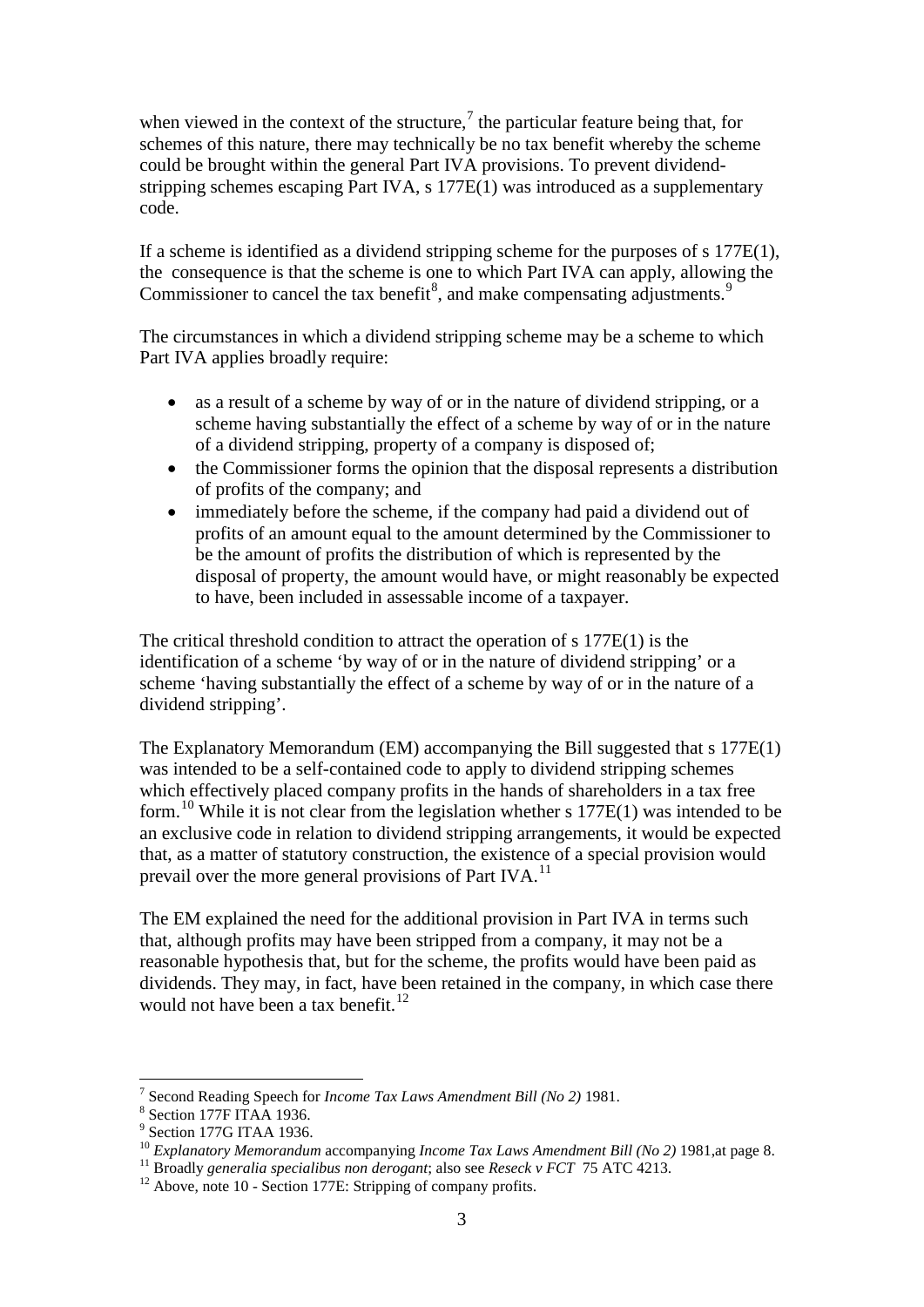when viewed in the context of the structure,[7] the particular feature being that, for schemes of this nature, there may technically be no tax benefit whereby the scheme could be brought within the general Part IVA provisions. To prevent dividend-stripping schemes escaping Part IVA, s 177E(1) was introduced as a supplementary code.

If a scheme is identified as a dividend stripping scheme for the purposes of s 177E(1), the consequence is that the scheme is one to which Part IVA can apply, allowing the Commissioner to cancel the tax benefit[8], and make compensating adjustments.[9]

The circumstances in which a dividend stripping scheme may be a scheme to which Part IVA applies broadly require:

- as a result of a scheme by way of or in the nature of dividend stripping, or a scheme having substantially the effect of a scheme by way of or in the nature of a dividend stripping, property of a company is disposed of;
- the Commissioner forms the opinion that the disposal represents a distribution of profits of the company; and
- immediately before the scheme, if the company had paid a dividend out of profits of an amount equal to the amount determined by the Commissioner to be the amount of profits the distribution of which is represented by the disposal of property, the amount would have, or might reasonably be expected to have, been included in assessable income of a taxpayer.

The critical threshold condition to attract the operation of s 177E(1) is the identification of a scheme 'by way of or in the nature of dividend stripping' or a scheme 'having substantially the effect of a scheme by way of or in the nature of a dividend stripping'.

The Explanatory Memorandum (EM) accompanying the Bill suggested that s 177E(1) was intended to be a self-contained code to apply to dividend stripping schemes which effectively placed company profits in the hands of shareholders in a tax free form.[10] While it is not clear from the legislation whether s 177E(1) was intended to be an exclusive code in relation to dividend stripping arrangements, it would be expected that, as a matter of statutory construction, the existence of a special provision would prevail over the more general provisions of Part IVA.[11]

The EM explained the need for the additional provision in Part IVA in terms such that, although profits may have been stripped from a company, it may not be a reasonable hypothesis that, but for the scheme, the profits would have been paid as dividends. They may, in fact, have been retained in the company, in which case there would not have been a tax benefit.[12]

---

[7] Second Reading Speech for *Income Tax Laws Amendment Bill (No 2)* 1981.

[8] Section 177F ITAA 1936.

[9] Section 177G ITAA 1936.

[10] *Explanatory Memorandum* accompanying *Income Tax Laws Amendment Bill (No 2)* 1981,at page 8.

[11] Broadly *generalia specialibus non derogant*; also see *Reseck v FCT* 75 ATC 4213.

[12] Above, note 10 - Section 177E: Stripping of company profits.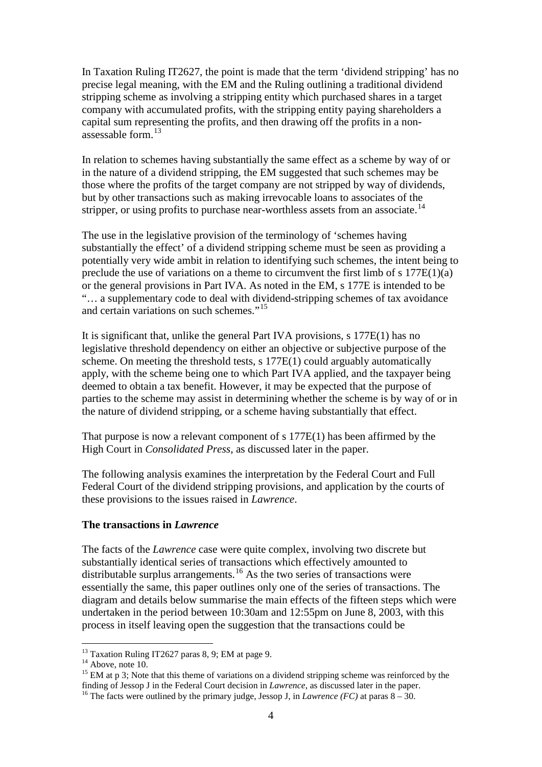In Taxation Ruling IT2627, the point is made that the term 'dividend stripping' has no precise legal meaning, with the EM and the Ruling outlining a traditional dividend stripping scheme as involving a stripping entity which purchased shares in a target company with accumulated profits, with the stripping entity paying shareholders a capital sum representing the profits, and then drawing off the profits in a non-assessable form.[13]

In relation to schemes having substantially the same effect as a scheme by way of or in the nature of a dividend stripping, the EM suggested that such schemes may be those where the profits of the target company are not stripped by way of dividends, but by other transactions such as making irrevocable loans to associates of the stripper, or using profits to purchase near-worthless assets from an associate.[14]

The use in the legislative provision of the terminology of 'schemes having substantially the effect' of a dividend stripping scheme must be seen as providing a potentially very wide ambit in relation to identifying such schemes, the intent being to preclude the use of variations on a theme to circumvent the first limb of s 177E(1)(a) or the general provisions in Part IVA. As noted in the EM, s 177E is intended to be "… a supplementary code to deal with dividend-stripping schemes of tax avoidance and certain variations on such schemes."[15]

It is significant that, unlike the general Part IVA provisions, s 177E(1) has no legislative threshold dependency on either an objective or subjective purpose of the scheme. On meeting the threshold tests, s 177E(1) could arguably automatically apply, with the scheme being one to which Part IVA applied, and the taxpayer being deemed to obtain a tax benefit. However, it may be expected that the purpose of parties to the scheme may assist in determining whether the scheme is by way of or in the nature of dividend stripping, or a scheme having substantially that effect.

That purpose is now a relevant component of s 177E(1) has been affirmed by the High Court in *Consolidated Press*, as discussed later in the paper.

The following analysis examines the interpretation by the Federal Court and Full Federal Court of the dividend stripping provisions, and application by the courts of these provisions to the issues raised in *Lawrence*.

**The transactions in *Lawrence***

The facts of the *Lawrence* case were quite complex, involving two discrete but substantially identical series of transactions which effectively amounted to distributable surplus arrangements.[16] As the two series of transactions were essentially the same, this paper outlines only one of the series of transactions. The diagram and details below summarise the main effects of the fifteen steps which were undertaken in the period between 10:30am and 12:55pm on June 8, 2003, with this process in itself leaving open the suggestion that the transactions could be

---

[13] Taxation Ruling IT2627 paras 8, 9; EM at page 9.

[14] Above, note 10.

[15] EM at p 3; Note that this theme of variations on a dividend stripping scheme was reinforced by the finding of Jessop J in the Federal Court decision in *Lawrence*, as discussed later in the paper.

[16] The facts were outlined by the primary judge, Jessop J, in *Lawrence (FC)* at paras 8 – 30.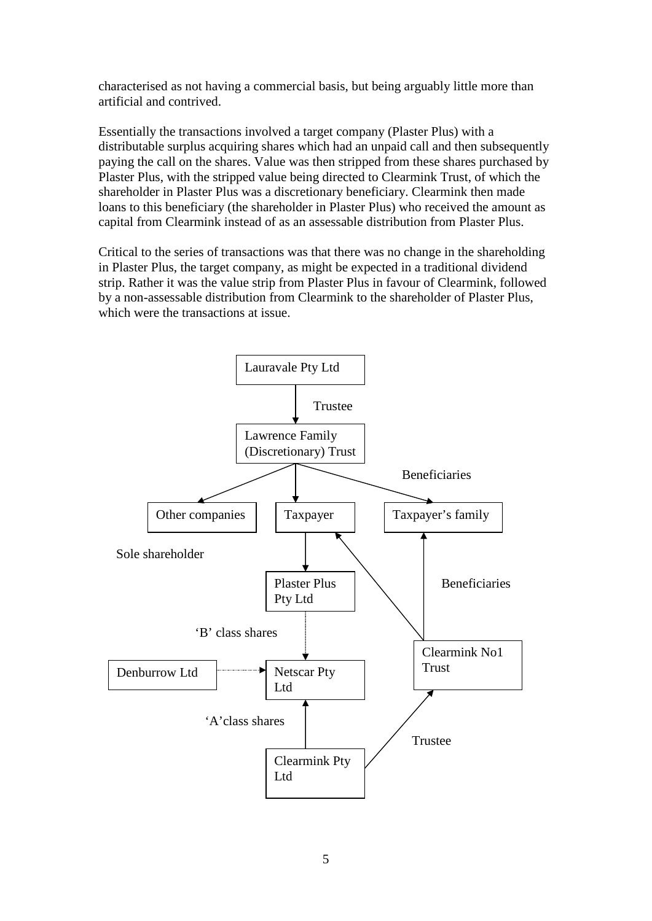characterised as not having a commercial basis, but being arguably little more than artificial and contrived.

Essentially the transactions involved a target company (Plaster Plus) with a distributable surplus acquiring shares which had an unpaid call and then subsequently paying the call on the shares. Value was then stripped from these shares purchased by Plaster Plus, with the stripped value being directed to Clearmink Trust, of which the shareholder in Plaster Plus was a discretionary beneficiary. Clearmink then made loans to this beneficiary (the shareholder in Plaster Plus) who received the amount as capital from Clearmink instead of as an assessable distribution from Plaster Plus.

Critical to the series of transactions was that there was no change in the shareholding in Plaster Plus, the target company, as might be expected in a traditional dividend strip. Rather it was the value strip from Plaster Plus in favour of Clearmink, followed by a non-assessable distribution from Clearmink to the shareholder of Plaster Plus, which were the transactions at issue.

Lauravale Pty Ltd

Trustee

Lawrence Family (Discretionary) Trust

Beneficiaries

Other companies

Taxpayer

Taxpayer's family

Sole shareholder

Plaster Plus Pty Ltd

Beneficiaries

'B' class shares

Clearmink No1 Trust

Denburrow Ltd

Netscar Pty Ltd

'A'class shares

Trustee

Clearmink Pty Ltd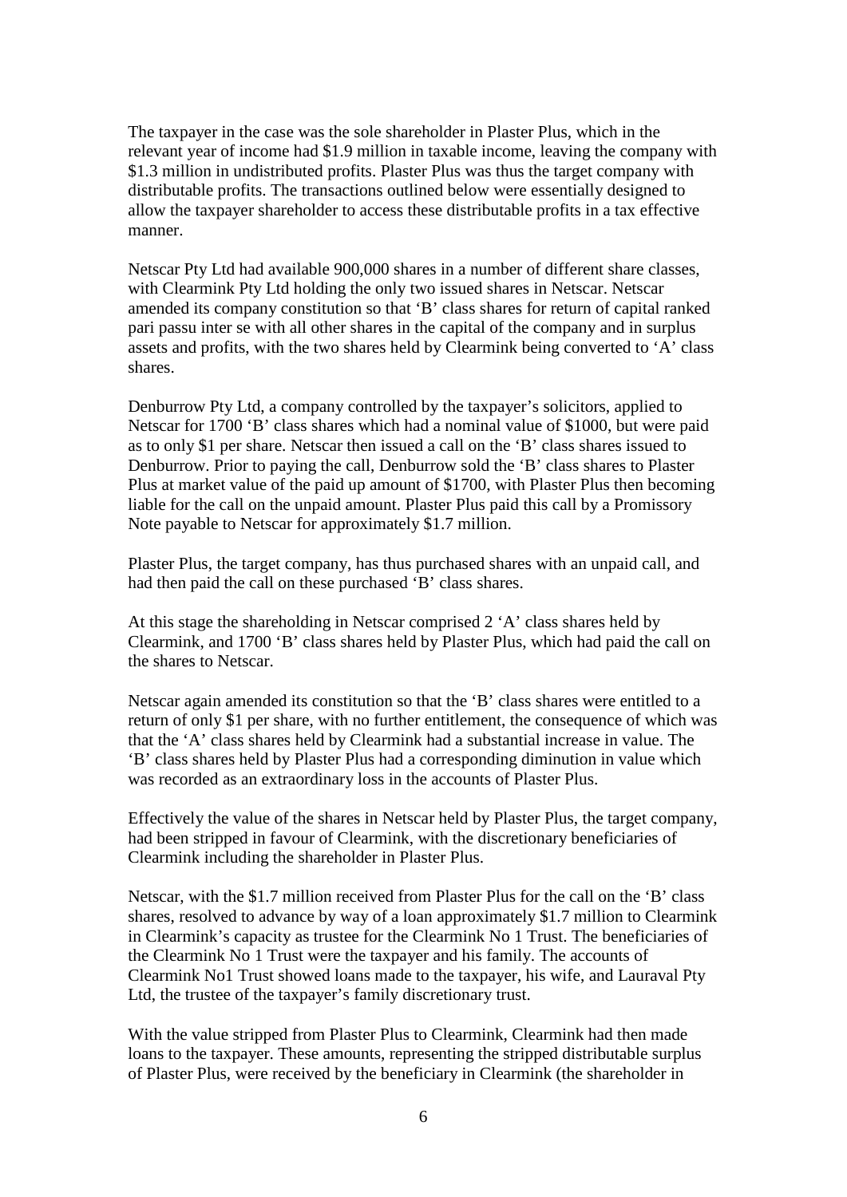The taxpayer in the case was the sole shareholder in Plaster Plus, which in the relevant year of income had $1.9 million in taxable income, leaving the company with $1.3 million in undistributed profits. Plaster Plus was thus the target company with distributable profits. The transactions outlined below were essentially designed to allow the taxpayer shareholder to access these distributable profits in a tax effective manner.

Netscar Pty Ltd had available 900,000 shares in a number of different share classes, with Clearmink Pty Ltd holding the only two issued shares in Netscar. Netscar amended its company constitution so that 'B' class shares for return of capital ranked pari passu inter se with all other shares in the capital of the company and in surplus assets and profits, with the two shares held by Clearmink being converted to 'A' class shares.

Denburrow Pty Ltd, a company controlled by the taxpayer's solicitors, applied to Netscar for 1700 'B' class shares which had a nominal value of $1000, but were paid as to only $1 per share. Netscar then issued a call on the 'B' class shares issued to Denburrow. Prior to paying the call, Denburrow sold the 'B' class shares to Plaster Plus at market value of the paid up amount of $1700, with Plaster Plus then becoming liable for the call on the unpaid amount. Plaster Plus paid this call by a Promissory Note payable to Netscar for approximately $1.7 million.

Plaster Plus, the target company, has thus purchased shares with an unpaid call, and had then paid the call on these purchased 'B' class shares.

At this stage the shareholding in Netscar comprised 2 'A' class shares held by Clearmink, and 1700 'B' class shares held by Plaster Plus, which had paid the call on the shares to Netscar.

Netscar again amended its constitution so that the 'B' class shares were entitled to a return of only $1 per share, with no further entitlement, the consequence of which was that the 'A' class shares held by Clearmink had a substantial increase in value. The 'B' class shares held by Plaster Plus had a corresponding diminution in value which was recorded as an extraordinary loss in the accounts of Plaster Plus.

Effectively the value of the shares in Netscar held by Plaster Plus, the target company, had been stripped in favour of Clearmink, with the discretionary beneficiaries of Clearmink including the shareholder in Plaster Plus.

Netscar, with the $1.7 million received from Plaster Plus for the call on the 'B' class shares, resolved to advance by way of a loan approximately $1.7 million to Clearmink in Clearmink's capacity as trustee for the Clearmink No 1 Trust. The beneficiaries of the Clearmink No 1 Trust were the taxpayer and his family. The accounts of Clearmink No1 Trust showed loans made to the taxpayer, his wife, and Lauraval Pty Ltd, the trustee of the taxpayer's family discretionary trust.

With the value stripped from Plaster Plus to Clearmink, Clearmink had then made loans to the taxpayer. These amounts, representing the stripped distributable surplus of Plaster Plus, were received by the beneficiary in Clearmink (the shareholder in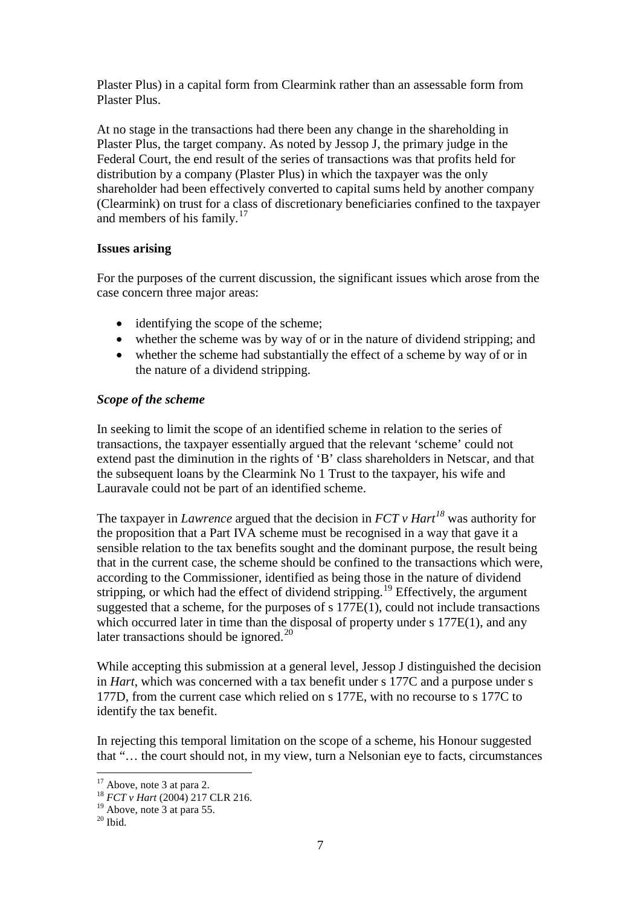Plaster Plus) in a capital form from Clearmink rather than an assessable form from Plaster Plus.

At no stage in the transactions had there been any change in the shareholding in Plaster Plus, the target company. As noted by Jessop J, the primary judge in the Federal Court, the end result of the series of transactions was that profits held for distribution by a company (Plaster Plus) in which the taxpayer was the only shareholder had been effectively converted to capital sums held by another company (Clearmink) on trust for a class of discretionary beneficiaries confined to the taxpayer and members of his family.[17]

**Issues arising**

For the purposes of the current discussion, the significant issues which arose from the case concern three major areas:

- identifying the scope of the scheme;
- whether the scheme was by way of or in the nature of dividend stripping; and
- whether the scheme had substantially the effect of a scheme by way of or in the nature of a dividend stripping.

***Scope of the scheme***

In seeking to limit the scope of an identified scheme in relation to the series of transactions, the taxpayer essentially argued that the relevant 'scheme' could not extend past the diminution in the rights of 'B' class shareholders in Netscar, and that the subsequent loans by the Clearmink No 1 Trust to the taxpayer, his wife and Lauravale could not be part of an identified scheme.

The taxpayer in *Lawrence* argued that the decision in *FCT v Hart*[18] was authority for the proposition that a Part IVA scheme must be recognised in a way that gave it a sensible relation to the tax benefits sought and the dominant purpose, the result being that in the current case, the scheme should be confined to the transactions which were, according to the Commissioner, identified as being those in the nature of dividend stripping, or which had the effect of dividend stripping.[19] Effectively, the argument suggested that a scheme, for the purposes of s 177E(1), could not include transactions which occurred later in time than the disposal of property under s 177E(1), and any later transactions should be ignored.[20]

While accepting this submission at a general level, Jessop J distinguished the decision in *Hart*, which was concerned with a tax benefit under s 177C and a purpose under s 177D, from the current case which relied on s 177E, with no recourse to s 177C to identify the tax benefit.

In rejecting this temporal limitation on the scope of a scheme, his Honour suggested that "… the court should not, in my view, turn a Nelsonian eye to facts, circumstances

[17] Above, note 3 at para 2.
[18] *FCT v Hart* (2004) 217 CLR 216.
[19] Above, note 3 at para 55.
[20] Ibid.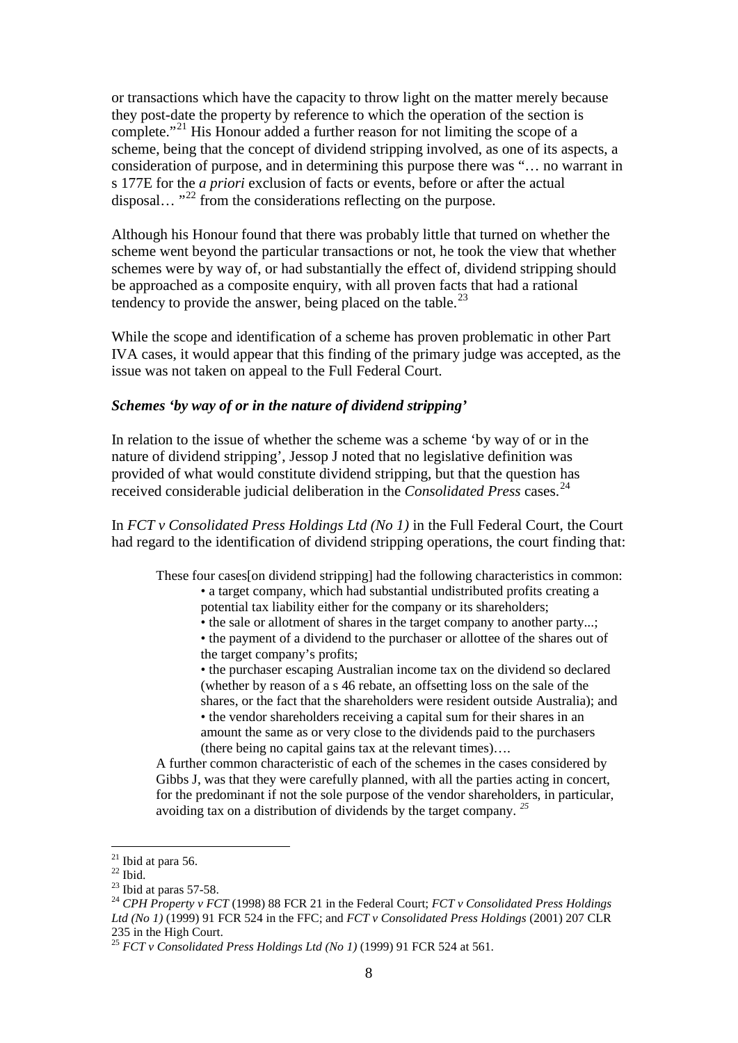or transactions which have the capacity to throw light on the matter merely because they post-date the property by reference to which the operation of the section is complete."[21] His Honour added a further reason for not limiting the scope of a scheme, being that the concept of dividend stripping involved, as one of its aspects, a consideration of purpose, and in determining this purpose there was "… no warrant in s 177E for the *a priori* exclusion of facts or events, before or after the actual disposal… "[22] from the considerations reflecting on the purpose.

Although his Honour found that there was probably little that turned on whether the scheme went beyond the particular transactions or not, he took the view that whether schemes were by way of, or had substantially the effect of, dividend stripping should be approached as a composite enquiry, with all proven facts that had a rational tendency to provide the answer, being placed on the table.[23]

While the scope and identification of a scheme has proven problematic in other Part IVA cases, it would appear that this finding of the primary judge was accepted, as the issue was not taken on appeal to the Full Federal Court.

### *Schemes 'by way of or in the nature of dividend stripping'*

In relation to the issue of whether the scheme was a scheme 'by way of or in the nature of dividend stripping', Jessop J noted that no legislative definition was provided of what would constitute dividend stripping, but that the question has received considerable judicial deliberation in the *Consolidated Press* cases.[24]

In *FCT v Consolidated Press Holdings Ltd (No 1)* in the Full Federal Court, the Court had regard to the identification of dividend stripping operations, the court finding that:

> These four cases[on dividend stripping] had the following characteristics in common:
>
> - a target company, which had substantial undistributed profits creating a potential tax liability either for the company or its shareholders;
> - the sale or allotment of shares in the target company to another party...;
> - the payment of a dividend to the purchaser or allottee of the shares out of the target company's profits;
> - the purchaser escaping Australian income tax on the dividend so declared (whether by reason of a s 46 rebate, an offsetting loss on the sale of the shares, or the fact that the shareholders were resident outside Australia); and
> - the vendor shareholders receiving a capital sum for their shares in an amount the same as or very close to the dividends paid to the purchasers (there being no capital gains tax at the relevant times)….
>
> A further common characteristic of each of the schemes in the cases considered by Gibbs J, was that they were carefully planned, with all the parties acting in concert, for the predominant if not the sole purpose of the vendor shareholders, in particular, avoiding tax on a distribution of dividends by the target company. [25]

---

[21] Ibid at para 56.

[22] Ibid.

[23] Ibid at paras 57-58.

[24] *CPH Property v FCT* (1998) 88 FCR 21 in the Federal Court; *FCT v Consolidated Press Holdings Ltd (No 1)* (1999) 91 FCR 524 in the FFC; and *FCT v Consolidated Press Holdings* (2001) 207 CLR 235 in the High Court.

[25] *FCT v Consolidated Press Holdings Ltd (No 1)* (1999) 91 FCR 524 at 561.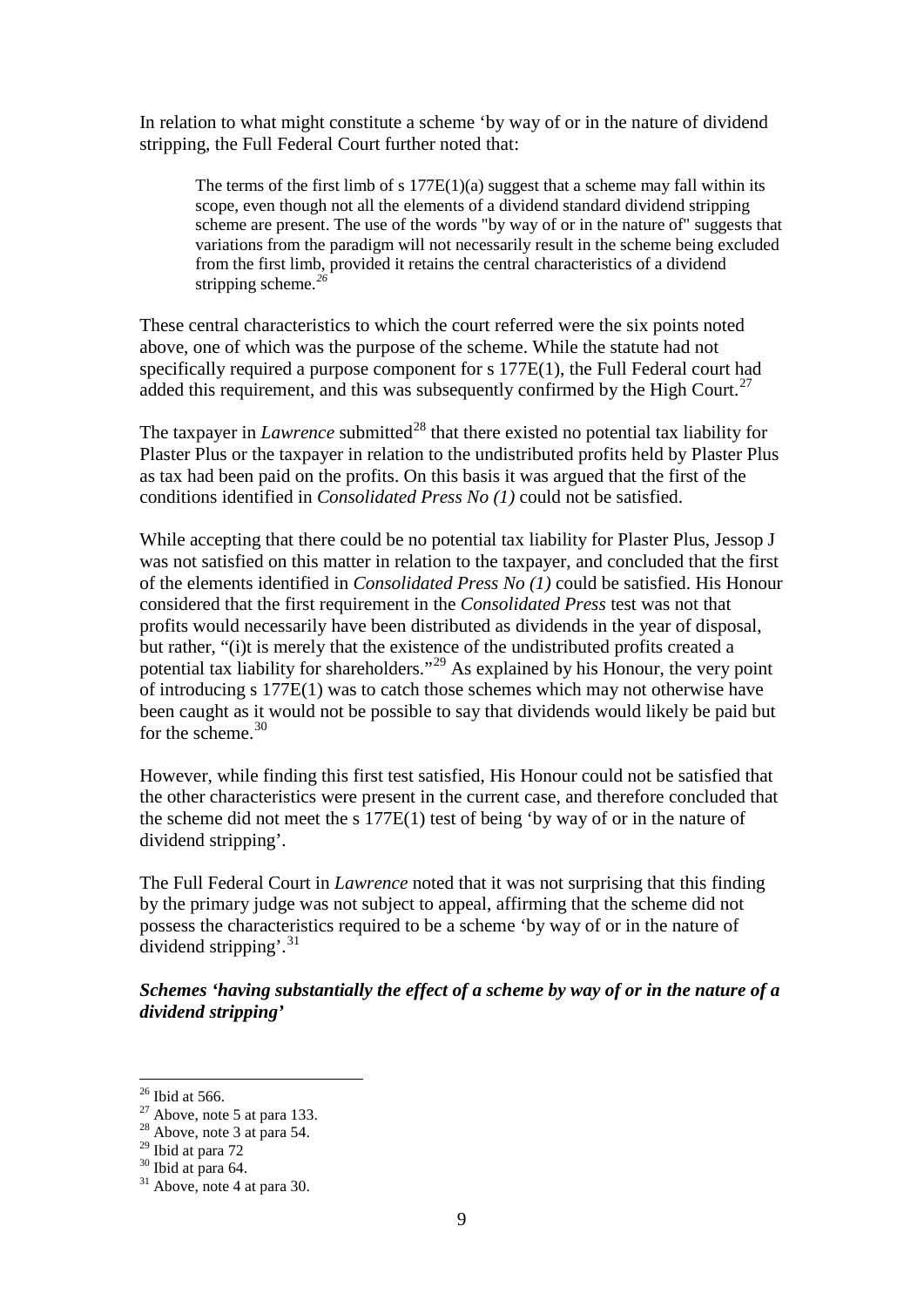In relation to what might constitute a scheme 'by way of or in the nature of dividend stripping, the Full Federal Court further noted that:

> The terms of the first limb of s 177E(1)(a) suggest that a scheme may fall within its scope, even though not all the elements of a dividend standard dividend stripping scheme are present. The use of the words "by way of or in the nature of" suggests that variations from the paradigm will not necessarily result in the scheme being excluded from the first limb, provided it retains the central characteristics of a dividend stripping scheme.[26]

These central characteristics to which the court referred were the six points noted above, one of which was the purpose of the scheme. While the statute had not specifically required a purpose component for s 177E(1), the Full Federal court had added this requirement, and this was subsequently confirmed by the High Court.[27]

The taxpayer in *Lawrence* submitted[28] that there existed no potential tax liability for Plaster Plus or the taxpayer in relation to the undistributed profits held by Plaster Plus as tax had been paid on the profits. On this basis it was argued that the first of the conditions identified in *Consolidated Press No (1)* could not be satisfied.

While accepting that there could be no potential tax liability for Plaster Plus, Jessop J was not satisfied on this matter in relation to the taxpayer, and concluded that the first of the elements identified in *Consolidated Press No (1)* could be satisfied. His Honour considered that the first requirement in the *Consolidated Press* test was not that profits would necessarily have been distributed as dividends in the year of disposal, but rather, "(i)t is merely that the existence of the undistributed profits created a potential tax liability for shareholders."[29] As explained by his Honour, the very point of introducing s 177E(1) was to catch those schemes which may not otherwise have been caught as it would not be possible to say that dividends would likely be paid but for the scheme.[30]

However, while finding this first test satisfied, His Honour could not be satisfied that the other characteristics were present in the current case, and therefore concluded that the scheme did not meet the s 177E(1) test of being 'by way of or in the nature of dividend stripping'.

The Full Federal Court in *Lawrence* noted that it was not surprising that this finding by the primary judge was not subject to appeal, affirming that the scheme did not possess the characteristics required to be a scheme 'by way of or in the nature of dividend stripping'.[31]

### *Schemes 'having substantially the effect of a scheme by way of or in the nature of a dividend stripping'*

---

[26] Ibid at 566.
[27] Above, note 5 at para 133.
[28] Above, note 3 at para 54.
[29] Ibid at para 72
[30] Ibid at para 64.
[31] Above, note 4 at para 30.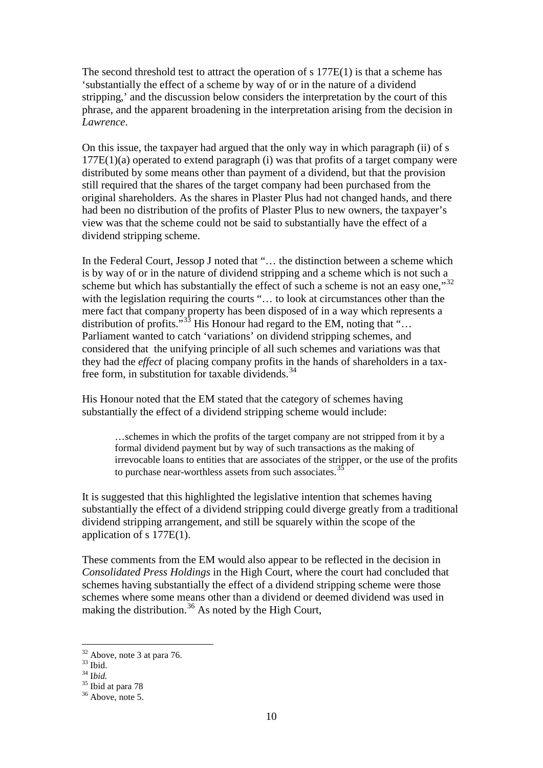The second threshold test to attract the operation of s 177E(1) is that a scheme has 'substantially the effect of a scheme by way of or in the nature of a dividend stripping,' and the discussion below considers the interpretation by the court of this phrase, and the apparent broadening in the interpretation arising from the decision in *Lawrence*.

On this issue, the taxpayer had argued that the only way in which paragraph (ii) of s 177E(1)(a) operated to extend paragraph (i) was that profits of a target company were distributed by some means other than payment of a dividend, but that the provision still required that the shares of the target company had been purchased from the original shareholders. As the shares in Plaster Plus had not changed hands, and there had been no distribution of the profits of Plaster Plus to new owners, the taxpayer's view was that the scheme could not be said to substantially have the effect of a dividend stripping scheme.

In the Federal Court, Jessop J noted that "… the distinction between a scheme which is by way of or in the nature of dividend stripping and a scheme which is not such a scheme but which has substantially the effect of such a scheme is not an easy one,"[32] with the legislation requiring the courts "… to look at circumstances other than the mere fact that company property has been disposed of in a way which represents a distribution of profits."[33] His Honour had regard to the EM, noting that "… Parliament wanted to catch 'variations' on dividend stripping schemes, and considered that the unifying principle of all such schemes and variations was that they had the *effect* of placing company profits in the hands of shareholders in a tax-free form, in substitution for taxable dividends.[34]

His Honour noted that the EM stated that the category of schemes having substantially the effect of a dividend stripping scheme would include:

> …schemes in which the profits of the target company are not stripped from it by a formal dividend payment but by way of such transactions as the making of irrevocable loans to entities that are associates of the stripper, or the use of the profits to purchase near-worthless assets from such associates.[35]

It is suggested that this highlighted the legislative intention that schemes having substantially the effect of a dividend stripping could diverge greatly from a traditional dividend stripping arrangement, and still be squarely within the scope of the application of s 177E(1).

These comments from the EM would also appear to be reflected in the decision in *Consolidated Press Holdings* in the High Court, where the court had concluded that schemes having substantially the effect of a dividend stripping scheme were those schemes where some means other than a dividend or deemed dividend was used in making the distribution.[36] As noted by the High Court,

---

[32] Above, note 3 at para 76.
[33] Ibid.
[34] I*bid.*
[35] Ibid at para 78
[36] Above, note 5.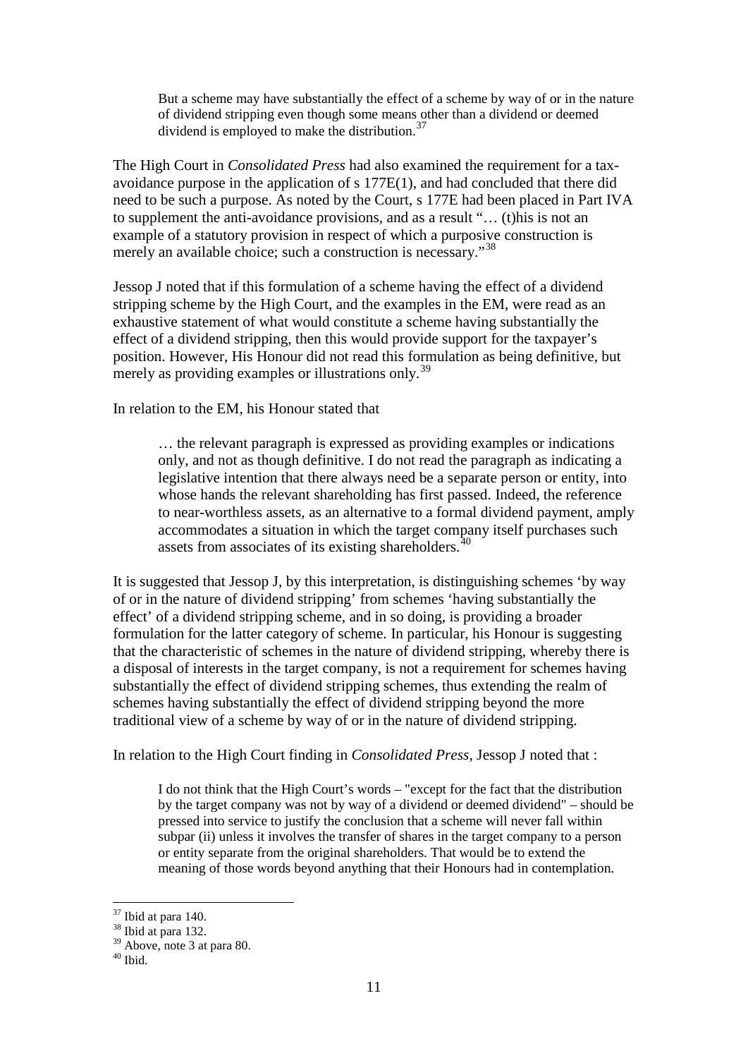> But a scheme may have substantially the effect of a scheme by way of or in the nature of dividend stripping even though some means other than a dividend or deemed dividend is employed to make the distribution.[37]

The High Court in *Consolidated Press* had also examined the requirement for a tax-avoidance purpose in the application of s 177E(1), and had concluded that there did need to be such a purpose. As noted by the Court, s 177E had been placed in Part IVA to supplement the anti-avoidance provisions, and as a result "… (t)his is not an example of a statutory provision in respect of which a purposive construction is merely an available choice; such a construction is necessary."[38]

Jessop J noted that if this formulation of a scheme having the effect of a dividend stripping scheme by the High Court, and the examples in the EM, were read as an exhaustive statement of what would constitute a scheme having substantially the effect of a dividend stripping, then this would provide support for the taxpayer's position. However, His Honour did not read this formulation as being definitive, but merely as providing examples or illustrations only.[39]

In relation to the EM, his Honour stated that

> … the relevant paragraph is expressed as providing examples or indications only, and not as though definitive. I do not read the paragraph as indicating a legislative intention that there always need be a separate person or entity, into whose hands the relevant shareholding has first passed. Indeed, the reference to near-worthless assets, as an alternative to a formal dividend payment, amply accommodates a situation in which the target company itself purchases such assets from associates of its existing shareholders.[40]

It is suggested that Jessop J, by this interpretation, is distinguishing schemes 'by way of or in the nature of dividend stripping' from schemes 'having substantially the effect' of a dividend stripping scheme, and in so doing, is providing a broader formulation for the latter category of scheme. In particular, his Honour is suggesting that the characteristic of schemes in the nature of dividend stripping, whereby there is a disposal of interests in the target company, is not a requirement for schemes having substantially the effect of dividend stripping schemes, thus extending the realm of schemes having substantially the effect of dividend stripping beyond the more traditional view of a scheme by way of or in the nature of dividend stripping.

In relation to the High Court finding in *Consolidated Press*, Jessop J noted that :

> I do not think that the High Court's words – "except for the fact that the distribution by the target company was not by way of a dividend or deemed dividend" – should be pressed into service to justify the conclusion that a scheme will never fall within subpar (ii) unless it involves the transfer of shares in the target company to a person or entity separate from the original shareholders. That would be to extend the meaning of those words beyond anything that their Honours had in contemplation.

---

[37] Ibid at para 140.

[38] Ibid at para 132.

[39] Above, note 3 at para 80.

[40] Ibid.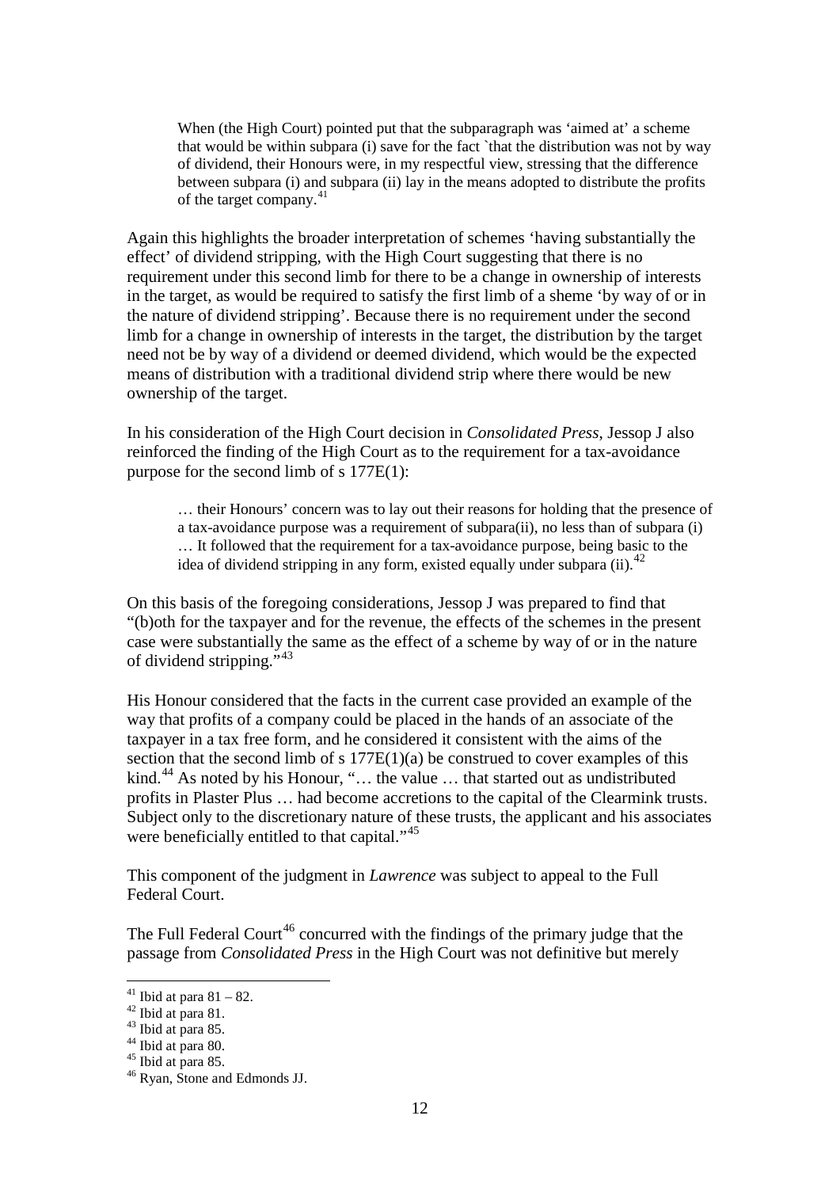> When (the High Court) pointed put that the subparagraph was 'aimed at' a scheme that would be within subpara (i) save for the fact `that the distribution was not by way of dividend, their Honours were, in my respectful view, stressing that the difference between subpara (i) and subpara (ii) lay in the means adopted to distribute the profits of the target company.[41]

Again this highlights the broader interpretation of schemes 'having substantially the effect' of dividend stripping, with the High Court suggesting that there is no requirement under this second limb for there to be a change in ownership of interests in the target, as would be required to satisfy the first limb of a sheme 'by way of or in the nature of dividend stripping'. Because there is no requirement under the second limb for a change in ownership of interests in the target, the distribution by the target need not be by way of a dividend or deemed dividend, which would be the expected means of distribution with a traditional dividend strip where there would be new ownership of the target.

In his consideration of the High Court decision in *Consolidated Press*, Jessop J also reinforced the finding of the High Court as to the requirement for a tax-avoidance purpose for the second limb of s 177E(1):

> … their Honours' concern was to lay out their reasons for holding that the presence of a tax-avoidance purpose was a requirement of subpara(ii), no less than of subpara (i) … It followed that the requirement for a tax-avoidance purpose, being basic to the idea of dividend stripping in any form, existed equally under subpara (ii).[42]

On this basis of the foregoing considerations, Jessop J was prepared to find that "(b)oth for the taxpayer and for the revenue, the effects of the schemes in the present case were substantially the same as the effect of a scheme by way of or in the nature of dividend stripping."[43]

His Honour considered that the facts in the current case provided an example of the way that profits of a company could be placed in the hands of an associate of the taxpayer in a tax free form, and he considered it consistent with the aims of the section that the second limb of s 177E(1)(a) be construed to cover examples of this kind.[44] As noted by his Honour, "… the value … that started out as undistributed profits in Plaster Plus … had become accretions to the capital of the Clearmink trusts. Subject only to the discretionary nature of these trusts, the applicant and his associates were beneficially entitled to that capital."[45]

This component of the judgment in *Lawrence* was subject to appeal to the Full Federal Court.

The Full Federal Court[46] concurred with the findings of the primary judge that the passage from *Consolidated Press* in the High Court was not definitive but merely

---

[41] Ibid at para 81 – 82.

[42] Ibid at para 81.

[43] Ibid at para 85.

[44] Ibid at para 80.

[45] Ibid at para 85.

[46] Ryan, Stone and Edmonds JJ.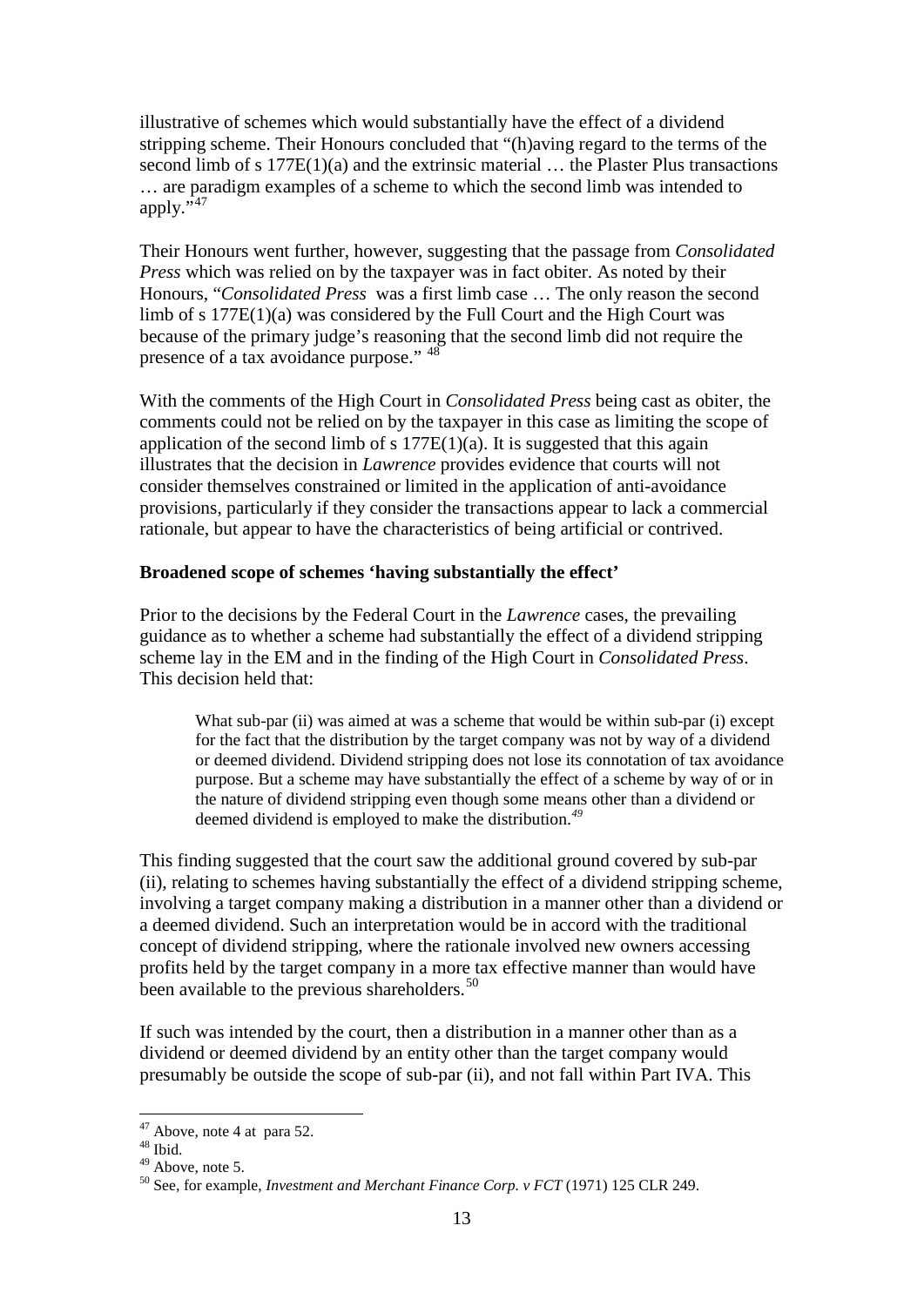illustrative of schemes which would substantially have the effect of a dividend stripping scheme. Their Honours concluded that "(h)aving regard to the terms of the second limb of s 177E(1)(a) and the extrinsic material … the Plaster Plus transactions … are paradigm examples of a scheme to which the second limb was intended to apply."[47]

Their Honours went further, however, suggesting that the passage from *Consolidated Press* which was relied on by the taxpayer was in fact obiter. As noted by their Honours, "*Consolidated Press* was a first limb case … The only reason the second limb of s 177E(1)(a) was considered by the Full Court and the High Court was because of the primary judge's reasoning that the second limb did not require the presence of a tax avoidance purpose." [48]

With the comments of the High Court in *Consolidated Press* being cast as obiter, the comments could not be relied on by the taxpayer in this case as limiting the scope of application of the second limb of s 177E(1)(a). It is suggested that this again illustrates that the decision in *Lawrence* provides evidence that courts will not consider themselves constrained or limited in the application of anti-avoidance provisions, particularly if they consider the transactions appear to lack a commercial rationale, but appear to have the characteristics of being artificial or contrived.

**Broadened scope of schemes 'having substantially the effect'**

Prior to the decisions by the Federal Court in the *Lawrence* cases, the prevailing guidance as to whether a scheme had substantially the effect of a dividend stripping scheme lay in the EM and in the finding of the High Court in *Consolidated Press*. This decision held that:

> What sub-par (ii) was aimed at was a scheme that would be within sub-par (i) except for the fact that the distribution by the target company was not by way of a dividend or deemed dividend. Dividend stripping does not lose its connotation of tax avoidance purpose. But a scheme may have substantially the effect of a scheme by way of or in the nature of dividend stripping even though some means other than a dividend or deemed dividend is employed to make the distribution.[49]

This finding suggested that the court saw the additional ground covered by sub-par (ii), relating to schemes having substantially the effect of a dividend stripping scheme, involving a target company making a distribution in a manner other than a dividend or a deemed dividend. Such an interpretation would be in accord with the traditional concept of dividend stripping, where the rationale involved new owners accessing profits held by the target company in a more tax effective manner than would have been available to the previous shareholders.[50]

If such was intended by the court, then a distribution in a manner other than as a dividend or deemed dividend by an entity other than the target company would presumably be outside the scope of sub-par (ii), and not fall within Part IVA. This

---

[47] Above, note 4 at para 52.

[48] Ibid.

[49] Above, note 5.

[50] See, for example, *Investment and Merchant Finance Corp. v FCT* (1971) 125 CLR 249.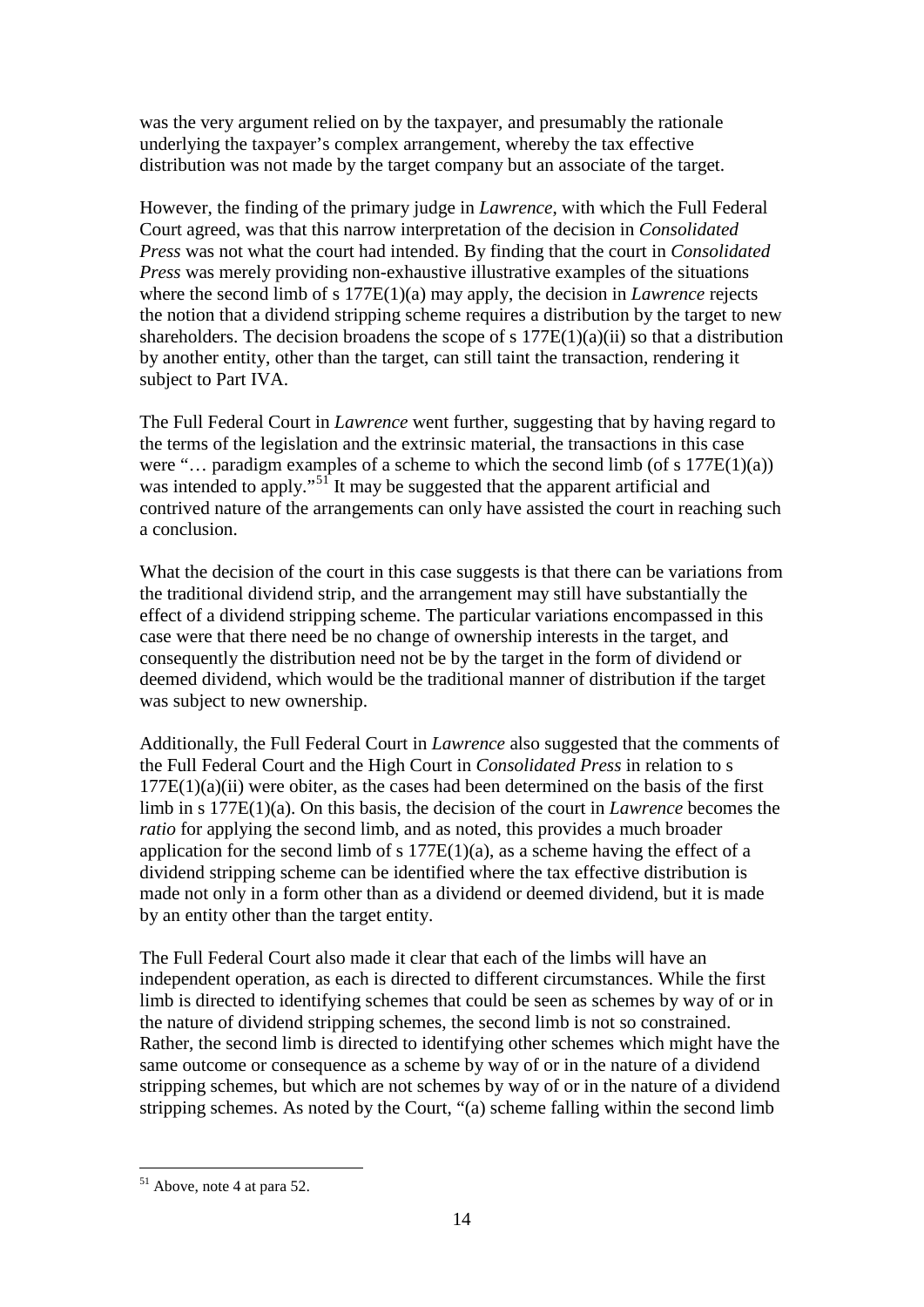was the very argument relied on by the taxpayer, and presumably the rationale underlying the taxpayer's complex arrangement, whereby the tax effective distribution was not made by the target company but an associate of the target.

However, the finding of the primary judge in *Lawrence*, with which the Full Federal Court agreed, was that this narrow interpretation of the decision in *Consolidated Press* was not what the court had intended. By finding that the court in *Consolidated Press* was merely providing non-exhaustive illustrative examples of the situations where the second limb of s 177E(1)(a) may apply, the decision in *Lawrence* rejects the notion that a dividend stripping scheme requires a distribution by the target to new shareholders. The decision broadens the scope of s 177E(1)(a)(ii) so that a distribution by another entity, other than the target, can still taint the transaction, rendering it subject to Part IVA.

The Full Federal Court in *Lawrence* went further, suggesting that by having regard to the terms of the legislation and the extrinsic material, the transactions in this case were "… paradigm examples of a scheme to which the second limb (of s 177E(1)(a)) was intended to apply."[51] It may be suggested that the apparent artificial and contrived nature of the arrangements can only have assisted the court in reaching such a conclusion.

What the decision of the court in this case suggests is that there can be variations from the traditional dividend strip, and the arrangement may still have substantially the effect of a dividend stripping scheme. The particular variations encompassed in this case were that there need be no change of ownership interests in the target, and consequently the distribution need not be by the target in the form of dividend or deemed dividend, which would be the traditional manner of distribution if the target was subject to new ownership.

Additionally, the Full Federal Court in *Lawrence* also suggested that the comments of the Full Federal Court and the High Court in *Consolidated Press* in relation to s 177E(1)(a)(ii) were obiter, as the cases had been determined on the basis of the first limb in s 177E(1)(a). On this basis, the decision of the court in *Lawrence* becomes the *ratio* for applying the second limb, and as noted, this provides a much broader application for the second limb of s 177E(1)(a), as a scheme having the effect of a dividend stripping scheme can be identified where the tax effective distribution is made not only in a form other than as a dividend or deemed dividend, but it is made by an entity other than the target entity.

The Full Federal Court also made it clear that each of the limbs will have an independent operation, as each is directed to different circumstances. While the first limb is directed to identifying schemes that could be seen as schemes by way of or in the nature of dividend stripping schemes, the second limb is not so constrained. Rather, the second limb is directed to identifying other schemes which might have the same outcome or consequence as a scheme by way of or in the nature of a dividend stripping schemes, but which are not schemes by way of or in the nature of a dividend stripping schemes. As noted by the Court, "(a) scheme falling within the second limb

---

[51] Above, note 4 at para 52.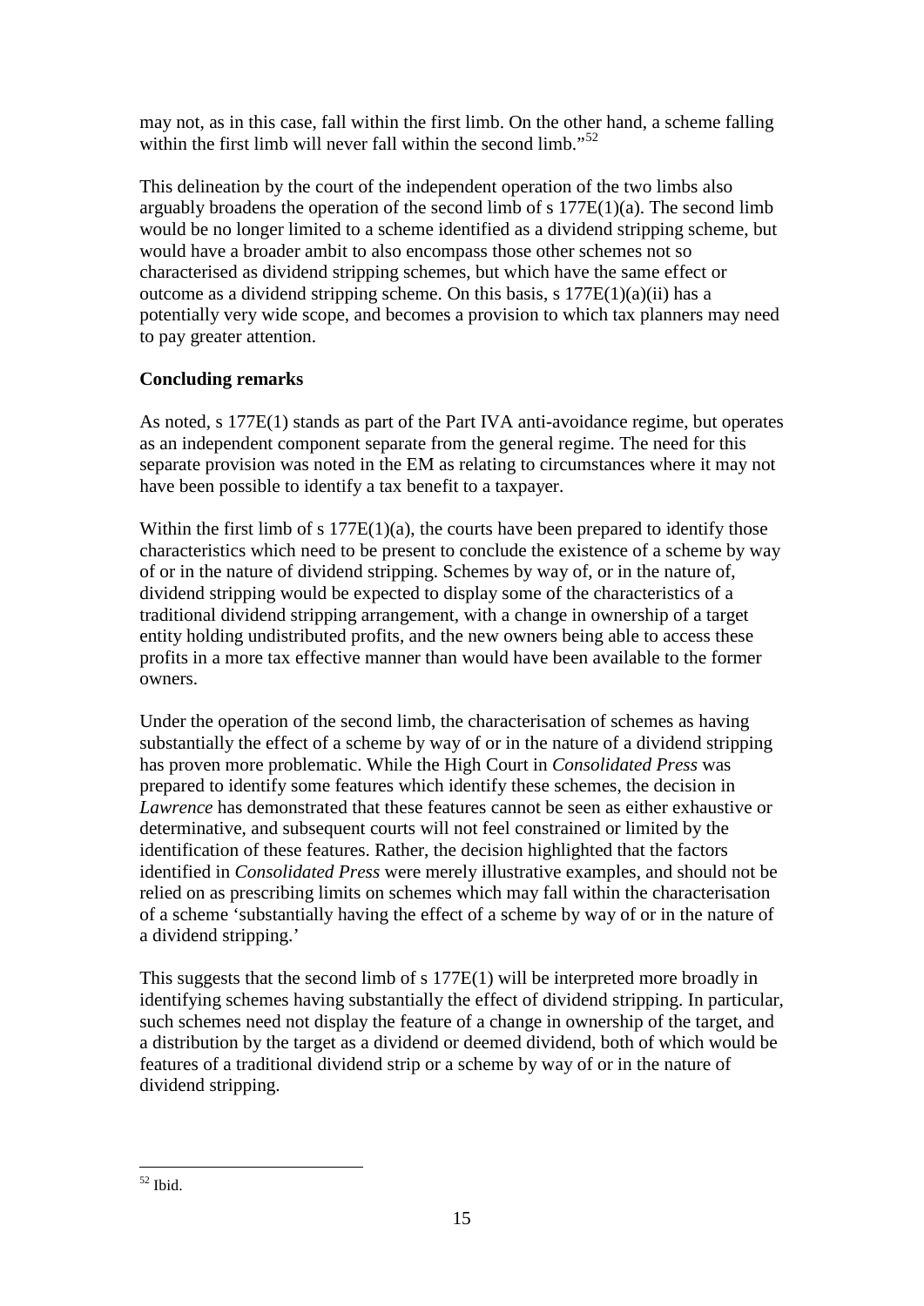may not, as in this case, fall within the first limb. On the other hand, a scheme falling within the first limb will never fall within the second limb."[52]

This delineation by the court of the independent operation of the two limbs also arguably broadens the operation of the second limb of s 177E(1)(a). The second limb would be no longer limited to a scheme identified as a dividend stripping scheme, but would have a broader ambit to also encompass those other schemes not so characterised as dividend stripping schemes, but which have the same effect or outcome as a dividend stripping scheme. On this basis, s 177E(1)(a)(ii) has a potentially very wide scope, and becomes a provision to which tax planners may need to pay greater attention.

**Concluding remarks**

As noted, s 177E(1) stands as part of the Part IVA anti-avoidance regime, but operates as an independent component separate from the general regime. The need for this separate provision was noted in the EM as relating to circumstances where it may not have been possible to identify a tax benefit to a taxpayer.

Within the first limb of s 177E(1)(a), the courts have been prepared to identify those characteristics which need to be present to conclude the existence of a scheme by way of or in the nature of dividend stripping. Schemes by way of, or in the nature of, dividend stripping would be expected to display some of the characteristics of a traditional dividend stripping arrangement, with a change in ownership of a target entity holding undistributed profits, and the new owners being able to access these profits in a more tax effective manner than would have been available to the former owners.

Under the operation of the second limb, the characterisation of schemes as having substantially the effect of a scheme by way of or in the nature of a dividend stripping has proven more problematic. While the High Court in *Consolidated Press* was prepared to identify some features which identify these schemes, the decision in *Lawrence* has demonstrated that these features cannot be seen as either exhaustive or determinative, and subsequent courts will not feel constrained or limited by the identification of these features. Rather, the decision highlighted that the factors identified in *Consolidated Press* were merely illustrative examples, and should not be relied on as prescribing limits on schemes which may fall within the characterisation of a scheme 'substantially having the effect of a scheme by way of or in the nature of a dividend stripping.'

This suggests that the second limb of s 177E(1) will be interpreted more broadly in identifying schemes having substantially the effect of dividend stripping. In particular, such schemes need not display the feature of a change in ownership of the target, and a distribution by the target as a dividend or deemed dividend, both of which would be features of a traditional dividend strip or a scheme by way of or in the nature of dividend stripping.

[52] Ibid.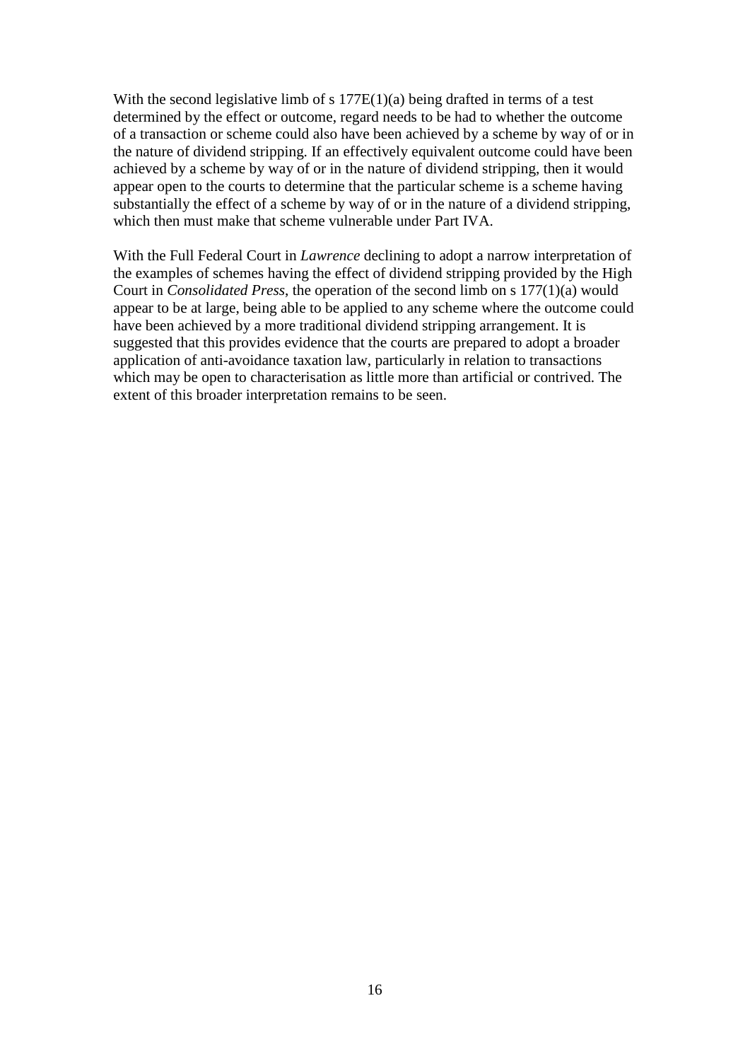With the second legislative limb of s 177E(1)(a) being drafted in terms of a test determined by the effect or outcome, regard needs to be had to whether the outcome of a transaction or scheme could also have been achieved by a scheme by way of or in the nature of dividend stripping. If an effectively equivalent outcome could have been achieved by a scheme by way of or in the nature of dividend stripping, then it would appear open to the courts to determine that the particular scheme is a scheme having substantially the effect of a scheme by way of or in the nature of a dividend stripping, which then must make that scheme vulnerable under Part IVA.

With the Full Federal Court in *Lawrence* declining to adopt a narrow interpretation of the examples of schemes having the effect of dividend stripping provided by the High Court in *Consolidated Press*, the operation of the second limb on s 177(1)(a) would appear to be at large, being able to be applied to any scheme where the outcome could have been achieved by a more traditional dividend stripping arrangement. It is suggested that this provides evidence that the courts are prepared to adopt a broader application of anti-avoidance taxation law, particularly in relation to transactions which may be open to characterisation as little more than artificial or contrived. The extent of this broader interpretation remains to be seen.